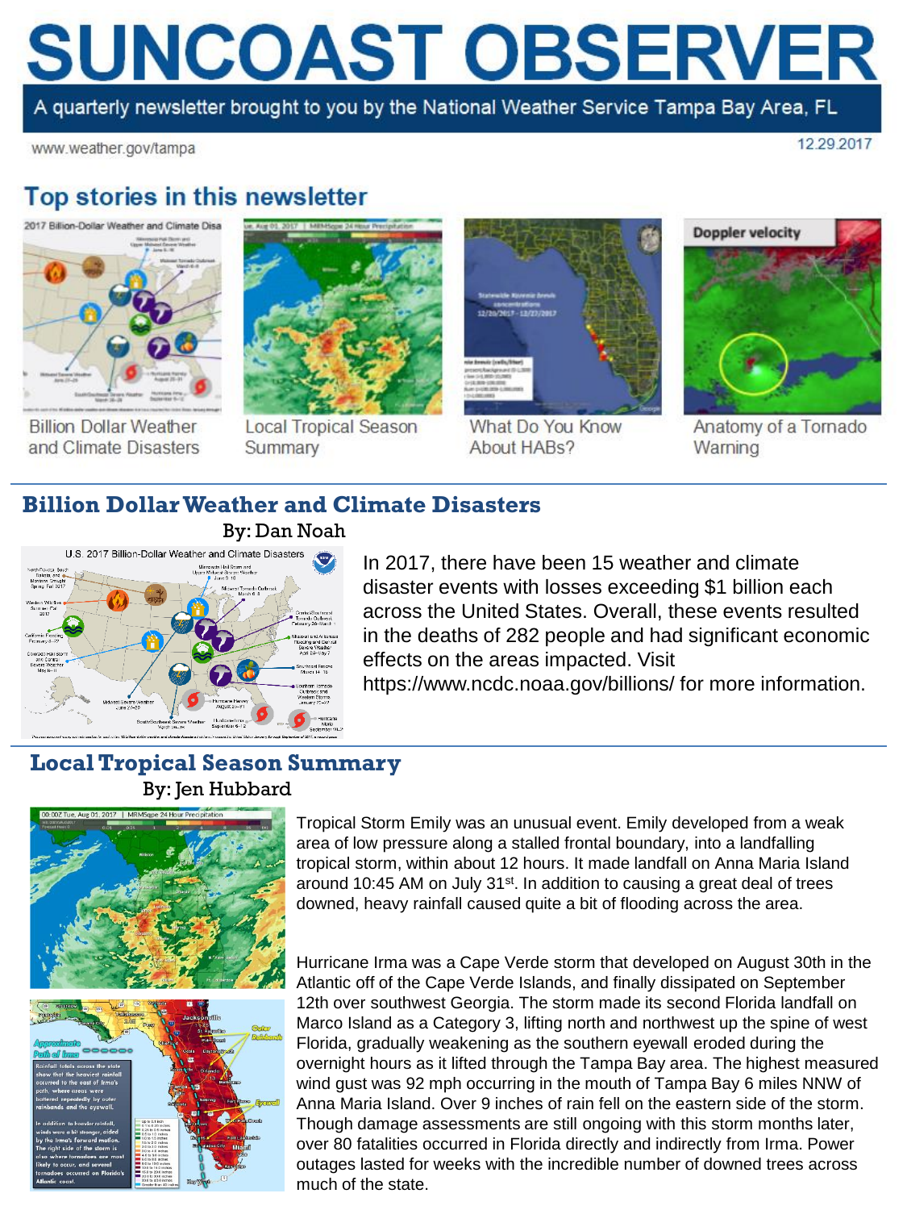# SUNCOAST OBSERVER

A quarterly newsletter brought to you by the National Weather Service Tampa Bay Area, FL

www.weather.gov/tampa

12.29.2017

## Top stories in this newsletter

- Billion Dollar Weather and Climate Disasters
- Local Tropical Season Summary
- What Do You Know About HABs?
- Anatomy of a Tornado Warning

## Billion Dollar Weather and Climate Disasters

By: Dan Noah

In 2017, there have been 15 weather and climate disaster events with losses exceeding $1 billion each across the United States. Overall, these events resulted in the deaths of 282 people and had significant economic effects on the areas impacted. Visit https://www.ncdc.noaa.gov/billions/ for more information.

## Local Tropical Season Summary

By: Jen Hubbard

Tropical Storm Emily was an unusual event. Emily developed from a weak area of low pressure along a stalled frontal boundary, into a landfalling tropical storm, within about 12 hours. It made landfall on Anna Maria Island around 10:45 AM on July 31st. In addition to causing a great deal of trees downed, heavy rainfall caused quite a bit of flooding across the area.

Hurricane Irma was a Cape Verde storm that developed on August 30th in the Atlantic off of the Cape Verde Islands, and finally dissipated on September 12th over southwest Georgia. The storm made its second Florida landfall on Marco Island as a Category 3, lifting north and northwest up the spine of west Florida, gradually weakening as the southern eyewall eroded during the overnight hours as it lifted through the Tampa Bay area. The highest measured wind gust was 92 mph occurring in the mouth of Tampa Bay 6 miles NNW of Anna Maria Island. Over 9 inches of rain fell on the eastern side of the storm. Though damage assessments are still ongoing with this storm months later, over 80 fatalities occurred in Florida directly and indirectly from Irma. Power outages lasted for weeks with the incredible number of downed trees across much of the state.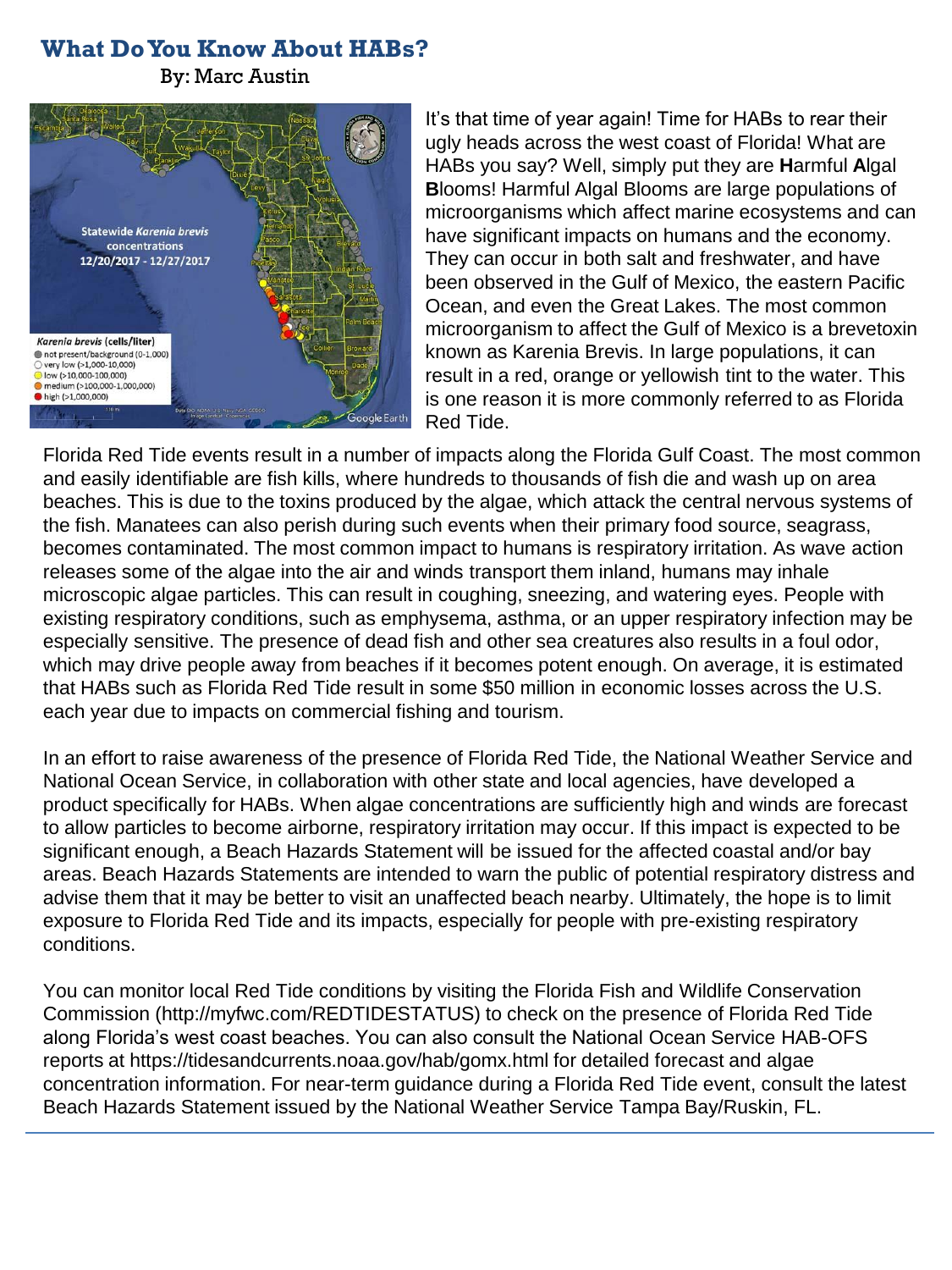# What Do You Know About HABs?

By: Marc Austin

It's that time of year again! Time for HABs to rear their ugly heads across the west coast of Florida! What are HABs you say? Well, simply put they are **H**armful **A**lgal **B**looms! Harmful Algal Blooms are large populations of microorganisms which affect marine ecosystems and can have significant impacts on humans and the economy. They can occur in both salt and freshwater, and have been observed in the Gulf of Mexico, the eastern Pacific Ocean, and even the Great Lakes. The most common microorganism to affect the Gulf of Mexico is a brevetoxin known as Karenia Brevis. In large populations, it can result in a red, orange or yellowish tint to the water. This is one reason it is more commonly referred to as Florida Red Tide.

Florida Red Tide events result in a number of impacts along the Florida Gulf Coast. The most common and easily identifiable are fish kills, where hundreds to thousands of fish die and wash up on area beaches. This is due to the toxins produced by the algae, which attack the central nervous systems of the fish. Manatees can also perish during such events when their primary food source, seagrass, becomes contaminated. The most common impact to humans is respiratory irritation. As wave action releases some of the algae into the air and winds transport them inland, humans may inhale microscopic algae particles. This can result in coughing, sneezing, and watering eyes. People with existing respiratory conditions, such as emphysema, asthma, or an upper respiratory infection may be especially sensitive. The presence of dead fish and other sea creatures also results in a foul odor, which may drive people away from beaches if it becomes potent enough. On average, it is estimated that HABs such as Florida Red Tide result in some $50 million in economic losses across the U.S. each year due to impacts on commercial fishing and tourism.

In an effort to raise awareness of the presence of Florida Red Tide, the National Weather Service and National Ocean Service, in collaboration with other state and local agencies, have developed a product specifically for HABs. When algae concentrations are sufficiently high and winds are forecast to allow particles to become airborne, respiratory irritation may occur. If this impact is expected to be significant enough, a Beach Hazards Statement will be issued for the affected coastal and/or bay areas. Beach Hazards Statements are intended to warn the public of potential respiratory distress and advise them that it may be better to visit an unaffected beach nearby. Ultimately, the hope is to limit exposure to Florida Red Tide and its impacts, especially for people with pre-existing respiratory conditions.

You can monitor local Red Tide conditions by visiting the Florida Fish and Wildlife Conservation Commission (http://myfwc.com/REDTIDESTATUS) to check on the presence of Florida Red Tide along Florida's west coast beaches. You can also consult the National Ocean Service HAB-OFS reports at https://tidesandcurrents.noaa.gov/hab/gomx.html for detailed forecast and algae concentration information. For near-term guidance during a Florida Red Tide event, consult the latest Beach Hazards Statement issued by the National Weather Service Tampa Bay/Ruskin, FL.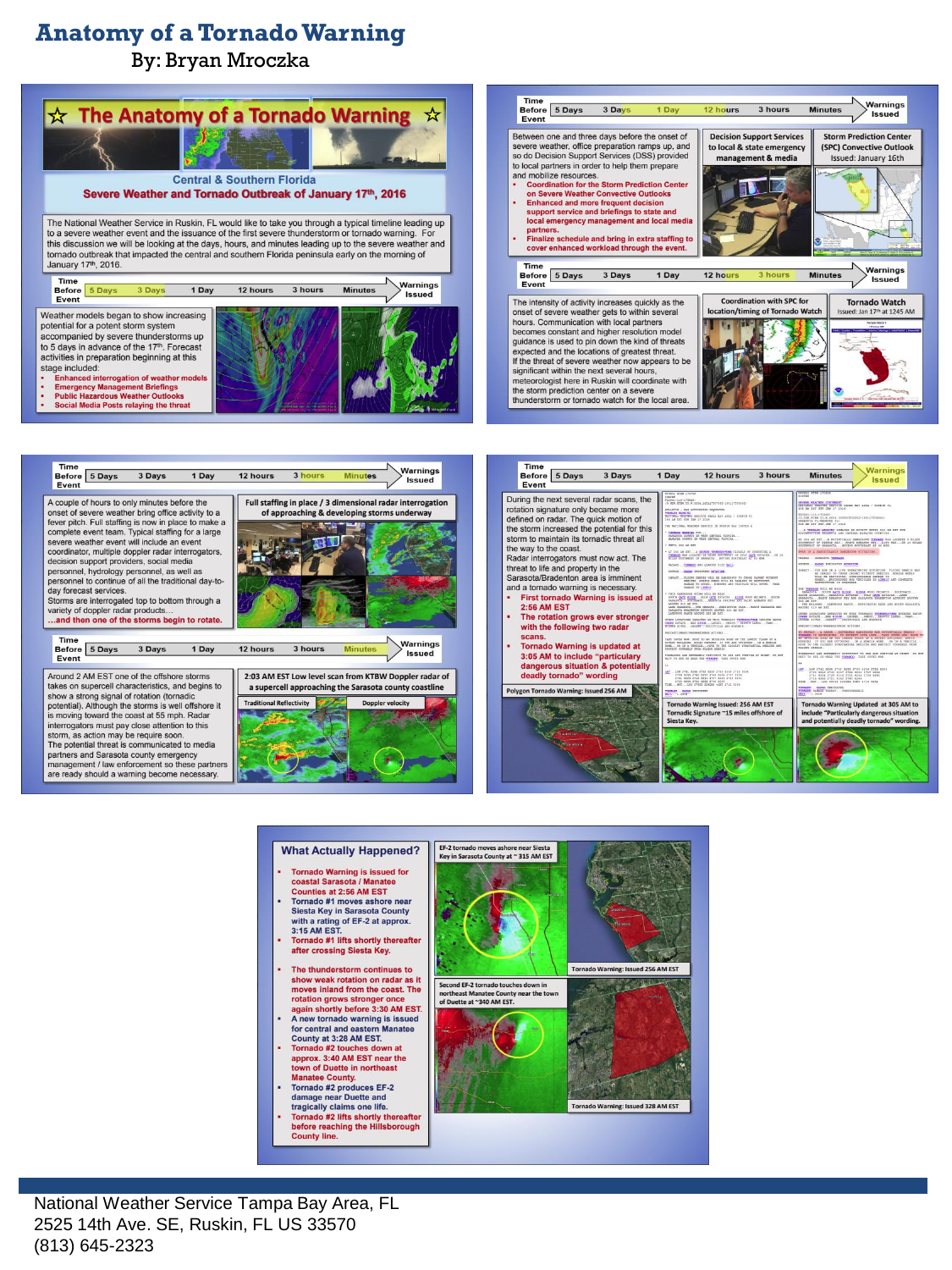# Anatomy of a Tornado Warning

By: Bryan Mroczka

## The Anatomy of a Tornado Warning

Central & Southern Florida

**Severe Weather and Tornado Outbreak of January 17th, 2016**

The National Weather Service in Ruskin, FL would like to take you through a typical timeline leading up to a severe weather event and the issuance of the first severe thunderstorm or tornado warning. For this discussion we will be looking at the days, hours, and minutes leading up to the severe weather and tornado outbreak that impacted the central and southern Florida peninsula early on the morning of January 17th, 2016.

Time Before Event: 5 Days | 3 Days | 1 Day | 12 hours | 3 hours | Minutes | Warnings Issued

Weather models began to show increasing potential for a potent storm system accompanied by severe thunderstorms up to 5 days in advance of the 17th. Forecast activities in preparation beginning at this stage included:

- Enhanced interrogation of weather models
- Emergency Management Briefings
- Public Hazardous Weather Outlooks
- Social Media Posts relaying the threat

---

Time Before Event: 5 Days | 3 Days | 1 Day | 12 hours | 3 hours | Minutes | Warnings Issued

Between one and three days before the onset of severe weather, office preparation ramps up, and so do Decision Support Services (DSS) provided to local partners in order to help them prepare and mobilize resources.

- Coordination for the Storm Prediction Center on Severe Weather Convective Outlooks
- Enhanced and more frequent decision support service and briefings to state and local emergency management and local media partners.
- Finalize schedule and bring in extra staffing to cover enhanced workload through the event.

Decision Support Services to local & state emergency management & media

Storm Prediction Center (SPC) Convective Outlook Issued: January 16th

---

Time Before Event: 5 Days | 3 Days | 1 Day | 12 hours | 3 hours | Minutes | Warnings Issued

The intensity of activity increases quickly as the onset of severe weather gets to within several hours. Communication with local partners becomes constant and higher resolution model guidance is used to pin down the kind of threats expected and the locations of greatest threat. If the threat of severe weather now appears to be significant within the next several hours, meteorologist here in Ruskin will coordinate with the storm prediction center on a severe thunderstorm or tornado watch for the local area.

Coordination with SPC for location/timing of Tornado Watch

Tornado Watch Issued: Jan 17th at 1245 AM

---

Time Before Event: 5 Days | 3 Days | 1 Day | 12 hours | 3 hours | Minutes | Warnings Issued

A couple of hours to only minutes before the onset of severe weather bring office activity to a fever pitch. Full staffing is now in place to make a complete event team. Typical staffing for a large severe weather event will include an event coordinator, multiple doppler radar interrogators, decision support providers, social media personnel, hydrology personnel, as well as personnel to continue of all the traditional day-to-day forecast services.

Storms are interrogated top to bottom through a variety of doppler radar products…

…and then one of the storms begin to rotate.

Full staffing in place / 3 dimensional radar interrogation of approaching & developing storms underway

---

Time Before Event: 5 Days | 3 Days | 1 Day | 12 hours | 3 hours | Minutes | Warnings Issued

Around 2 AM EST one of the offshore storms takes on supercell characteristics, and begins to show a strong signal of rotation (tornadic potential). Although the storms is well offshore it is moving toward the coast at 55 mph. Radar interrogators must pay close attention to this storm, as action may be require soon.

The potential threat is communicated to media partners and Sarasota county emergency management / law enforcement so these partners are ready should a warning become necessary.

2:03 AM EST Low level scan from KTBW Doppler radar of a supercell approaching the Sarasota county coastline

Traditional Reflectivity | Doppler velocity

---

Time Before Event: 5 Days | 3 Days | 1 Day | 12 hours | 3 hours | Minutes | Warnings Issued

During the next several radar scans, the rotation signature only became more defined on radar. The quick motion of the storm increased the potential for this storm to maintain its tornadic threat all the way to the coast.

Radar interrogators must now act. The threat to life and property in the Sarasota/Bradenton area is imminent and a tornado warning is necessary.

- First tornado Warning is issued at 2:56 AM EDT
- The rotation grows ever stronger with the following two radar scans.
- Tornado Warning is updated at 3:05 AM to include "particulary dangerous situation & potentially deadly tornado" wording

Polygon Tornado Warning: Issued 256 AM

Tornado Warning Issued: 256 AM EST Tornadic Signature ~15 miles offshore of Siesta Key.

Tornado Warning Updated at 305 AM to include "Particularly dangerous situation and potentially deadly tornado" wording.

---

## What Actually Happened?

- Tornado Warning is issued for coastal Sarasota / Manatee Counties at 2:56 AM EST
- Tornado #1 moves ashore near Siesta Key in Sarasota County with a rating of EF-2 at approx. 3:15 AM EST.
- Tornado #1 lifts shortly thereafter after crossing Siesta Key.
- The thunderstorm continues to show weak rotation on radar as it moves inland from the coast. The rotation grows stronger once again shortly before 3:30 AM EST.
- A new tornado warning is issued for central and eastern Manatee County at 3:28 AM EST.
- Tornado #2 touches down at approx. 3:40 AM EST near the town of Duette in northeast Manatee County.
- Tornado #2 produces EF-2 damage near Duette and tragically claims one life.
- Tornado #2 lifts shortly thereafter before reaching the Hillsborough County line.

EF-2 tornado moves ashore near Siesta Key in Sarasota County at ~315 AM EST

Tornado Warning: Issued 256 AM EST

Second EF-2 tornado touches down in northeast Manatee County near the town of Duette at ~340 AM EST.

Tornado Warning: Issued 328 AM EST

---

National Weather Service Tampa Bay Area, FL
2525 14th Ave. SE, Ruskin, FL US 33570
(813) 645-2323